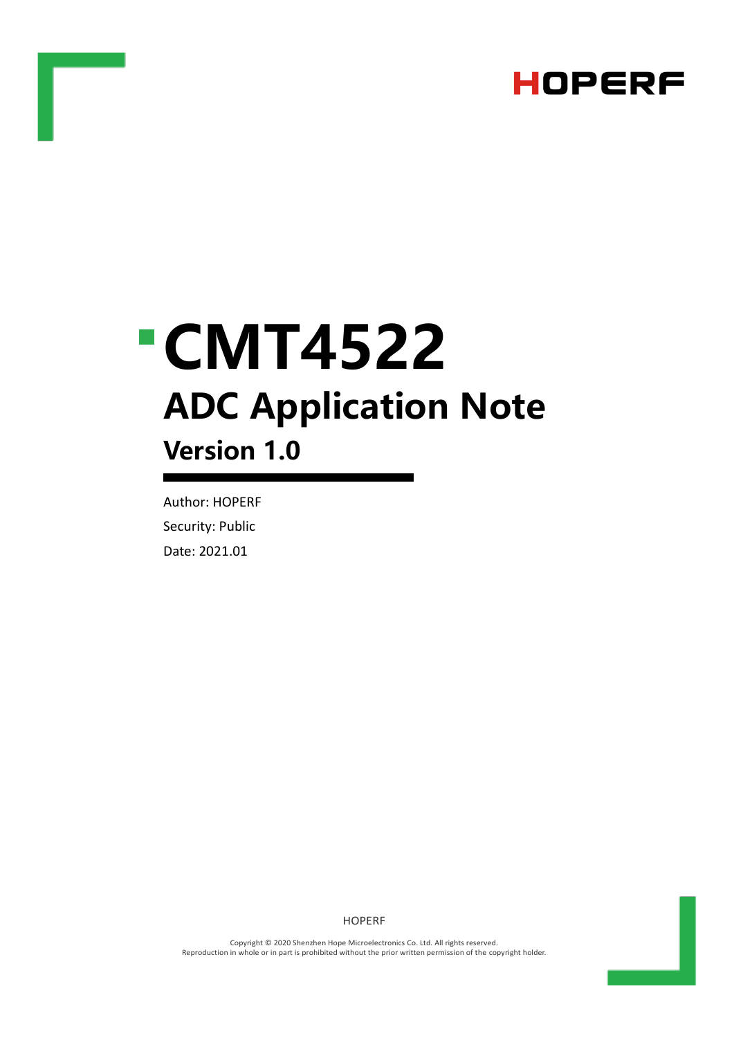# CMT4522

## ADC Application Note

### Version 1.0

Author: HOPERF

Security: Public

Date: 2021.01

HOPERF

Copyright © 2020 Shenzhen Hope Microelectronics Co. Ltd. All rights reserved.
Reproduction in whole or in part is prohibited without the prior written permission of the copyright holder.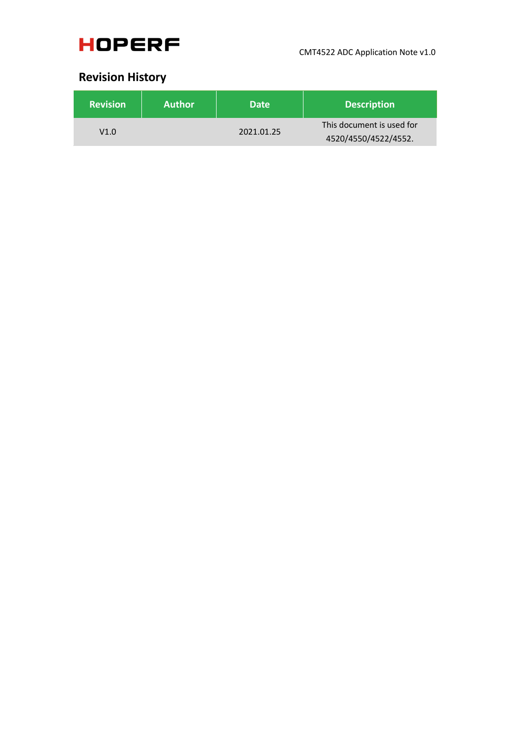## Revision History

| Revision | Author | Date | Description |
|---|---|---|---|
| V1.0 | | 2021.01.25 | This document is used for 4520/4550/4522/4552. |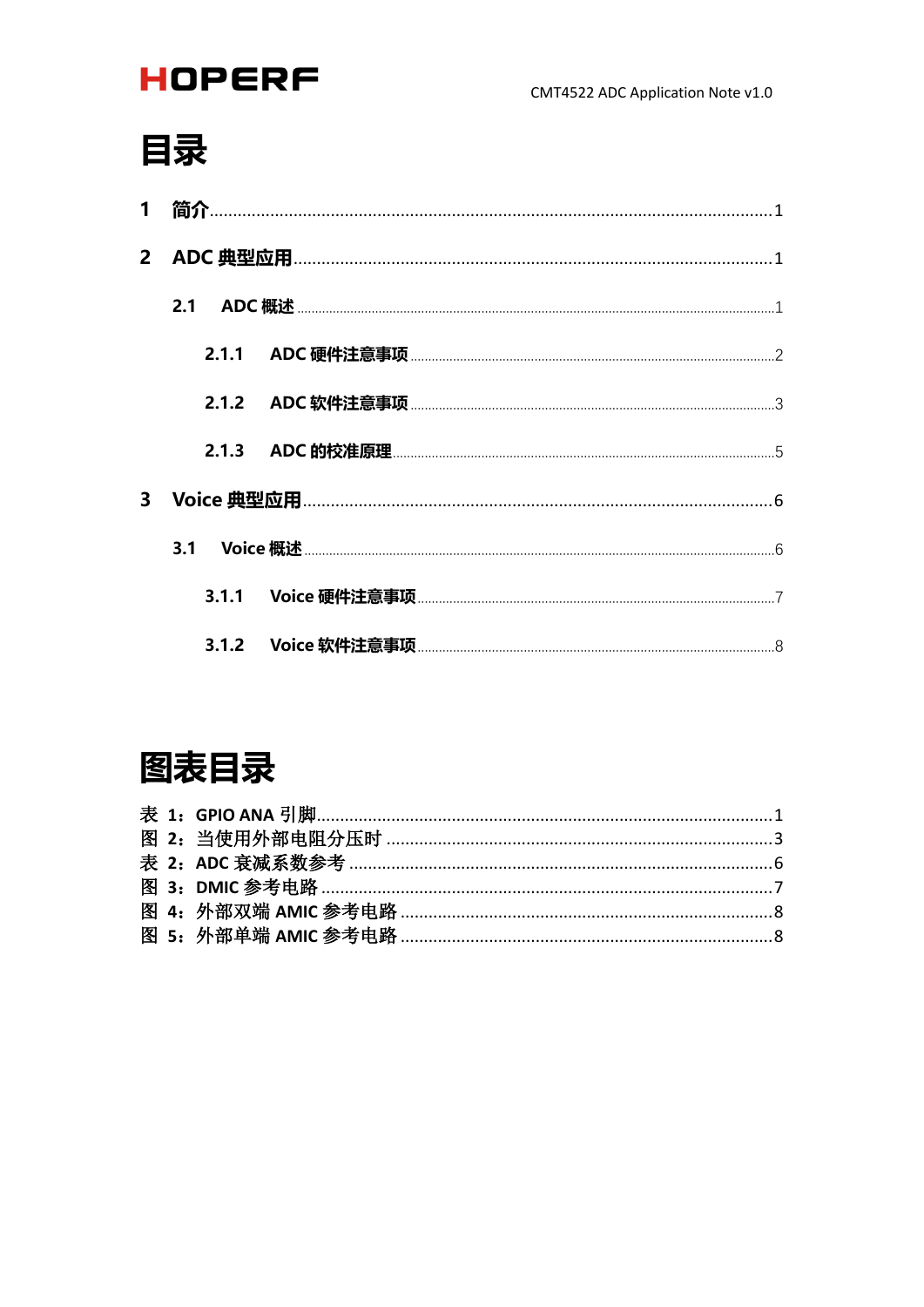# 目录

1 简介......1

2 ADC 典型应用......1

2.1 ADC 概述......1

2.1.1 ADC 硬件注意事项......2

2.1.2 ADC 软件注意事项......3

2.1.3 ADC 的校准原理......5

3 Voice 典型应用......6

3.1 Voice 概述......6

3.1.1 Voice 硬件注意事项......7

3.1.2 Voice 软件注意事项......8

# 图表目录

表 1：GPIO ANA 引脚......1

图 2：当使用外部电阻分压时......3

表 2：ADC 衰减系数参考......6

图 3：DMIC 参考电路......7

图 4：外部双端 AMIC 参考电路......8

图 5：外部单端 AMIC 参考电路......8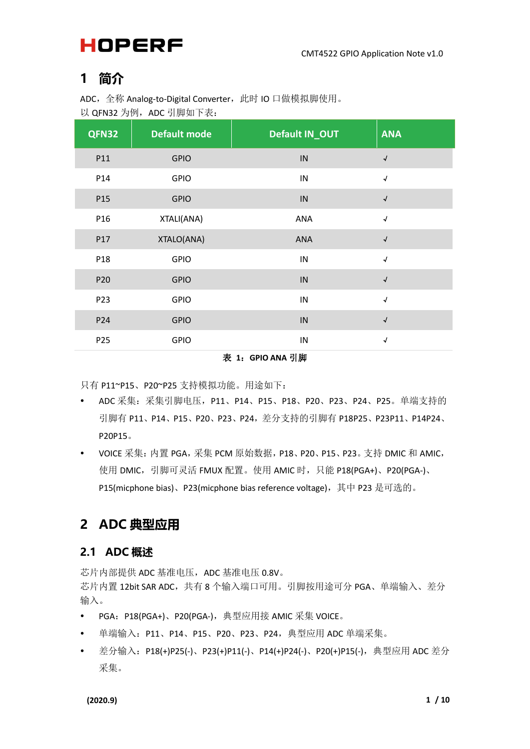# 1 简介

ADC，全称 Analog-to-Digital Converter，此时 IO 口做模拟脚使用。
以 QFN32 为例，ADC 引脚如下表：

| QFN32 | Default mode | Default IN_OUT | ANA |
|---|---|---|---|
| P11 | GPIO | IN | √ |
| P14 | GPIO | IN | √ |
| P15 | GPIO | IN | √ |
| P16 | XTALI(ANA) | ANA | √ |
| P17 | XTALO(ANA) | ANA | √ |
| P18 | GPIO | IN | √ |
| P20 | GPIO | IN | √ |
| P23 | GPIO | IN | √ |
| P24 | GPIO | IN | √ |
| P25 | GPIO | IN | √ |

**表 1：GPIO ANA 引脚**

只有 P11~P15、P20~P25 支持模拟功能。用途如下：

- ADC 采集：采集引脚电压，P11、P14、P15、P18、P20、P23、P24、P25。单端支持的引脚有 P11、P14、P15、P20、P23、P24，差分支持的引脚有 P18P25、P23P11、P14P24、P20P15。
- VOICE 采集：内置 PGA，采集 PCM 原始数据，P18、P20、P15、P23。支持 DMIC 和 AMIC，使用 DMIC，引脚可灵活 FMUX 配置。使用 AMIC 时，只能 P18(PGA+)、P20(PGA-)、P15(micphone bias)、P23(micphone bias reference voltage)，其中 P23 是可选的。

# 2 ADC 典型应用

## 2.1 ADC 概述

芯片内部提供 ADC 基准电压，ADC 基准电压 0.8V。
芯片内置 12bit SAR ADC，共有 8 个输入端口可用。引脚按用途可分 PGA、单端输入、差分输入。

- PGA：P18(PGA+)、P20(PGA-)，典型应用接 AMIC 采集 VOICE。
- 单端输入：P11、P14、P15、P20、P23、P24，典型应用 ADC 单端采集。
- 差分输入：P18(+)P25(-)、P23(+)P11(-)、P14(+)P24(-)、P20(+)P15(-)，典型应用 ADC 差分采集。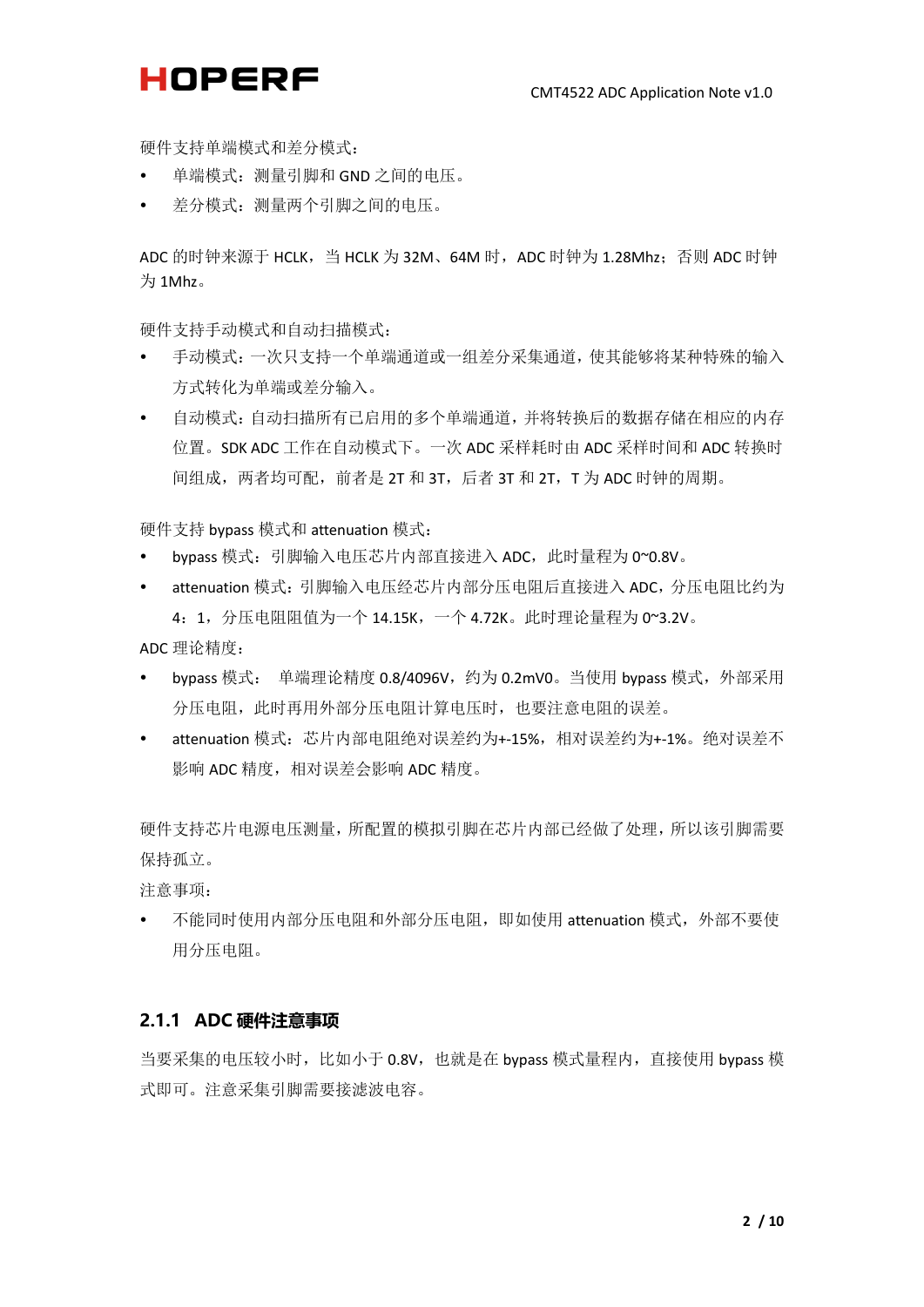硬件支持单端模式和差分模式：

- 单端模式：测量引脚和 GND 之间的电压。
- 差分模式：测量两个引脚之间的电压。

ADC 的时钟来源于 HCLK，当 HCLK 为 32M、64M 时，ADC 时钟为 1.28Mhz；否则 ADC 时钟为 1Mhz。

硬件支持手动模式和自动扫描模式：

- 手动模式：一次只支持一个单端通道或一组差分采集通道，使其能够将某种特殊的输入方式转化为单端或差分输入。
- 自动模式：自动扫描所有已启用的多个单端通道，并将转换后的数据存储在相应的内存位置。SDK ADC 工作在自动模式下。一次 ADC 采样耗时由 ADC 采样时间和 ADC 转换时间组成，两者均可配，前者是 2T 和 3T，后者 3T 和 2T，T 为 ADC 时钟的周期。

硬件支持 bypass 模式和 attenuation 模式：

- bypass 模式：引脚输入电压芯片内部直接进入 ADC，此时量程为 0~0.8V。
- attenuation 模式：引脚输入电压经芯片内部分压电阻后直接进入 ADC，分压电阻比约为 4：1，分压电阻阻值为一个 14.15K，一个 4.72K。此时理论量程为 0~3.2V。

ADC 理论精度：

- bypass 模式： 单端理论精度 0.8/4096V，约为 0.2mV0。当使用 bypass 模式，外部采用分压电阻，此时再用外部分压电阻计算电压时，也要注意电阻的误差。
- attenuation 模式：芯片内部电阻绝对误差约为+-15%，相对误差约为+-1%。绝对误差不影响 ADC 精度，相对误差会影响 ADC 精度。

硬件支持芯片电源电压测量，所配置的模拟引脚在芯片内部已经做了处理，所以该引脚需要保持孤立。

注意事项：

- 不能同时使用内部分压电阻和外部分压电阻，即如使用 attenuation 模式，外部不要使用分压电阻。

### 2.1.1 ADC 硬件注意事项

当要采集的电压较小时，比如小于 0.8V，也就是在 bypass 模式量程内，直接使用 bypass 模式即可。注意采集引脚需要接滤波电容。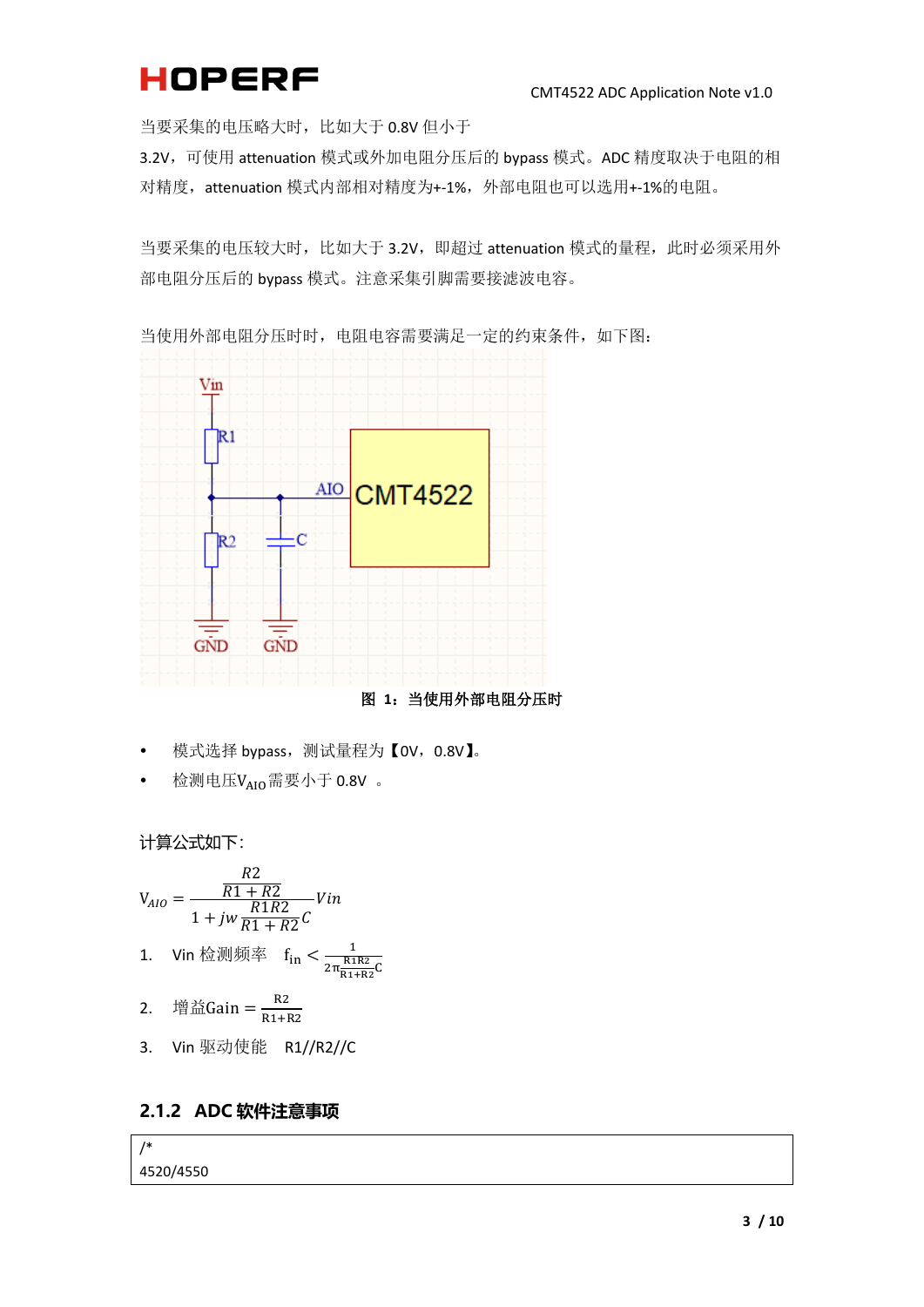当要采集的电压略大时，比如大于 0.8V 但小于

3.2V，可使用 attenuation 模式或外加电阻分压后的 bypass 模式。ADC 精度取决于电阻的相对精度，attenuation 模式内部相对精度为+-1%，外部电阻也可以选用+-1%的电阻。

当要采集的电压较大时，比如大于 3.2V，即超过 attenuation 模式的量程，此时必须采用外部电阻分压后的 bypass 模式。注意采集引脚需要接滤波电容。

当使用外部电阻分压时，电阻电容需要满足一定的约束条件，如下图：

**图 1：当使用外部电阻分压时**

- 模式选择 bypass，测试量程为【0V，0.8V】。
- 检测电压$V_{AIO}$需要小于 0.8V 。

计算公式如下：

$$V_{AIO} = \frac{\frac{R2}{R1+R2}}{1+jw\frac{R1R2}{R1+R2}C}Vin$$

1. Vin 检测频率　$f_{in} < \frac{1}{2\pi\frac{R1R2}{R1+R2}C}$
2. 增益$Gain = \frac{R2}{R1+R2}$
3. Vin 驱动使能　R1//R2//C

### 2.1.2 ADC 软件注意事项

```
/*
4520/4550
```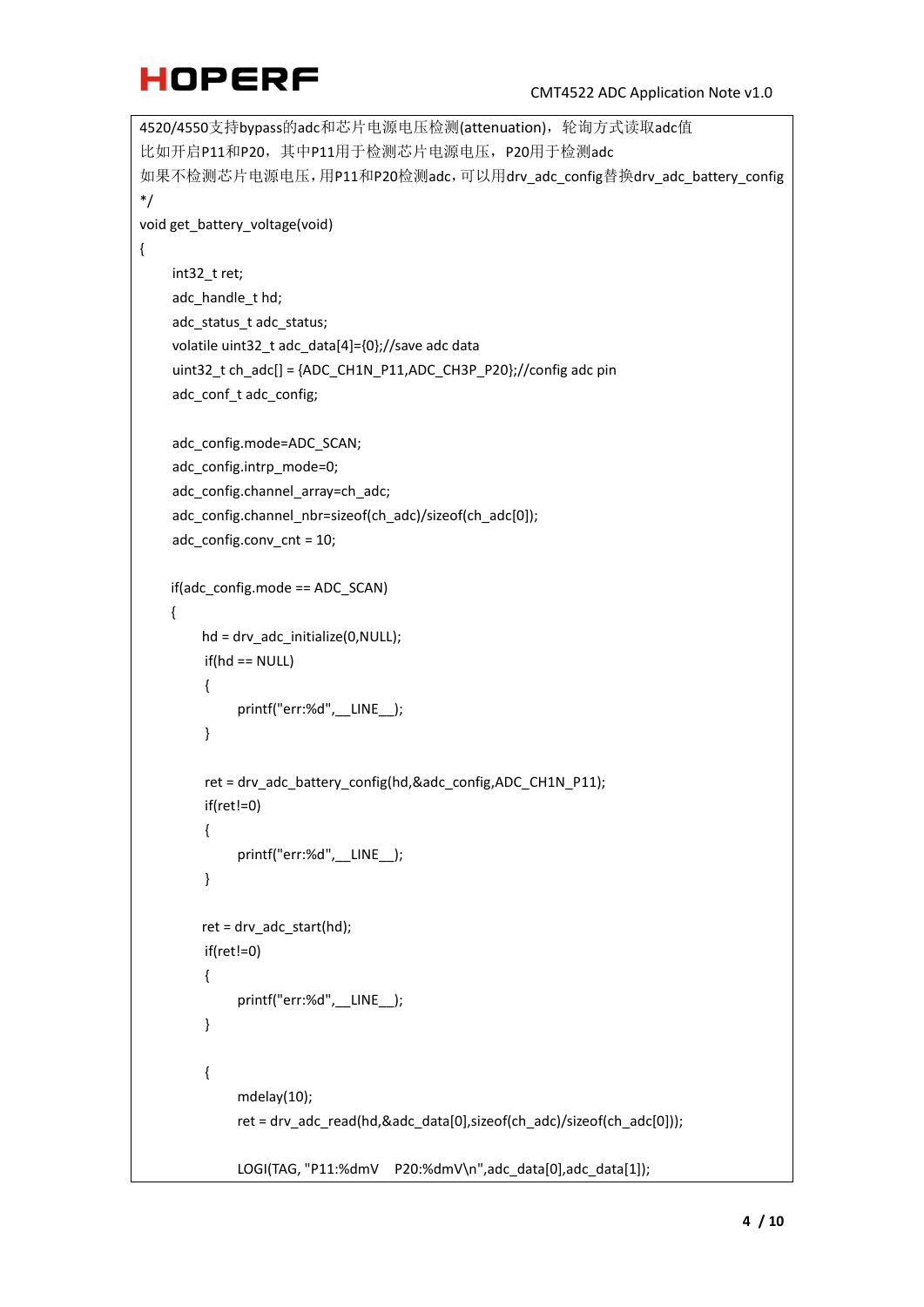```
4520/4550支持bypass的adc和芯片电源电压检测(attenuation)，轮询方式读取adc值
比如开启P11和P20，其中P11用于检测芯片电源电压，P20用于检测adc
如果不检测芯片电源电压，用P11和P20检测adc，可以用drv_adc_config替换drv_adc_battery_config
*/
void get_battery_voltage(void)
{
    int32_t ret;
    adc_handle_t hd;
    adc_status_t adc_status;
    volatile uint32_t adc_data[4]={0};//save adc data
    uint32_t ch_adc[] = {ADC_CH1N_P11,ADC_CH3P_P20};//config adc pin
    adc_conf_t adc_config;

    adc_config.mode=ADC_SCAN;
    adc_config.intrp_mode=0;
    adc_config.channel_array=ch_adc;
    adc_config.channel_nbr=sizeof(ch_adc)/sizeof(ch_adc[0]);
    adc_config.conv_cnt = 10;

    if(adc_config.mode == ADC_SCAN)
    {
        hd = drv_adc_initialize(0,NULL);
        if(hd == NULL)
        {
            printf("err:%d",__LINE__);
        }

        ret = drv_adc_battery_config(hd,&adc_config,ADC_CH1N_P11);
        if(ret!=0)
        {
            printf("err:%d",__LINE__);
        }

        ret = drv_adc_start(hd);
        if(ret!=0)
        {
            printf("err:%d",__LINE__);
        }

        {
            mdelay(10);
            ret = drv_adc_read(hd,&adc_data[0],sizeof(ch_adc)/sizeof(ch_adc[0]));

            LOGI(TAG, "P11:%dmV    P20:%dmV\n",adc_data[0],adc_data[1]);
```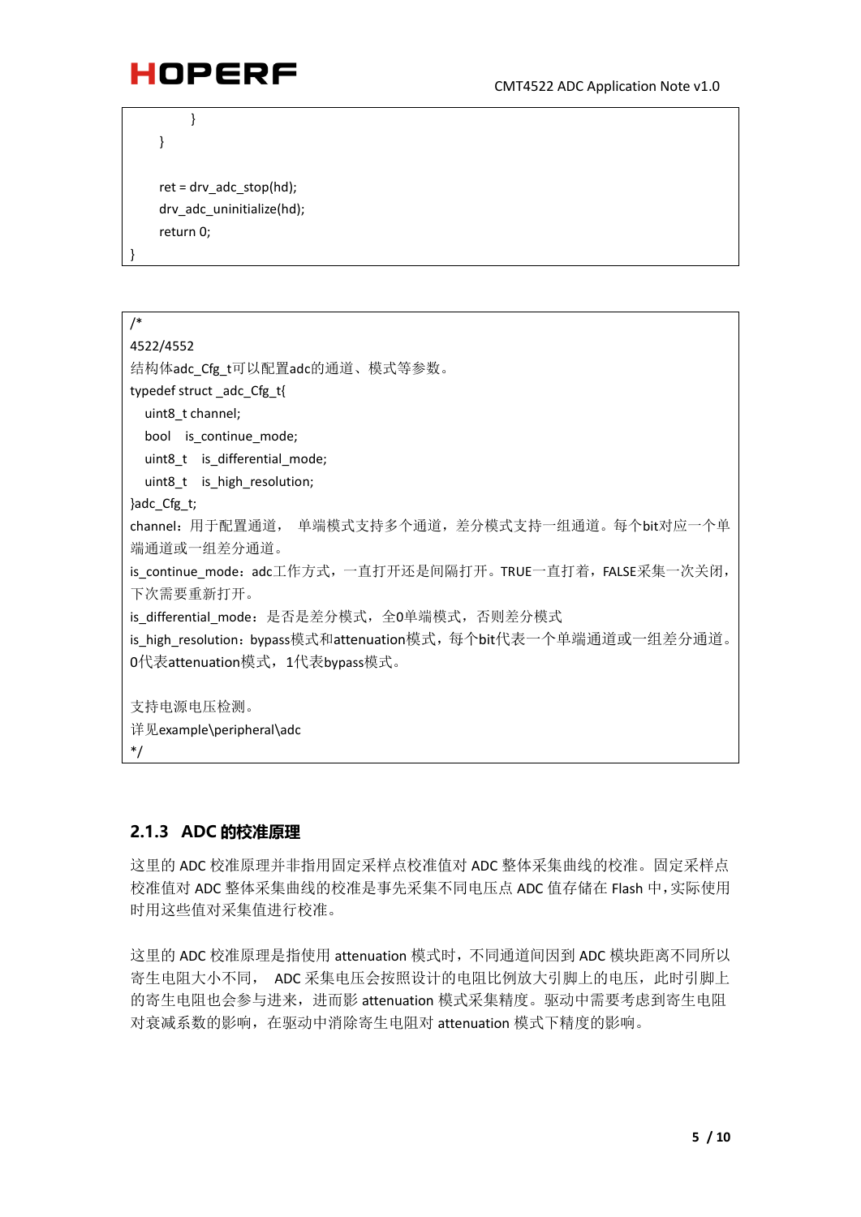```
        }
    }

    ret = drv_adc_stop(hd);
    drv_adc_uninitialize(hd);
    return 0;
}
```

```
/*
4522/4552
结构体adc_Cfg_t可以配置adc的通道、模式等参数。
typedef struct _adc_Cfg_t{
   uint8_t channel;
   bool    is_continue_mode;
   uint8_t   is_differential_mode;
   uint8_t   is_high_resolution;
}adc_Cfg_t;
channel：用于配置通道， 单端模式支持多个通道，差分模式支持一组通道。每个bit对应一个单端通道或一组差分通道。
is_continue_mode：adc工作方式，一直打开还是间隔打开。TRUE一直打着，FALSE采集一次关闭，下次需要重新打开。
is_differential_mode：是否是差分模式，全0单端模式，否则差分模式
is_high_resolution：bypass模式和attenuation模式，每个bit代表一个单端通道或一组差分通道。0代表attenuation模式，1代表bypass模式。

支持电源电压检测。
详见example\peripheral\adc
*/
```

### 2.1.3 ADC 的校准原理

这里的 ADC 校准原理并非指用固定采样点校准值对 ADC 整体采集曲线的校准。固定采样点校准值对 ADC 整体采集曲线的校准是事先采集不同电压点 ADC 值存储在 Flash 中，实际使用时用这些值对采集值进行校准。

这里的 ADC 校准原理是指使用 attenuation 模式时，不同通道间因到 ADC 模块距离不同所以寄生电阻大小不同， ADC 采集电压会按照设计的电阻比例放大引脚上的电压，此时引脚上的寄生电阻也会参与进来，进而影 attenuation 模式采集精度。驱动中需要考虑到寄生电阻对衰减系数的影响，在驱动中消除寄生电阻对 attenuation 模式下精度的影响。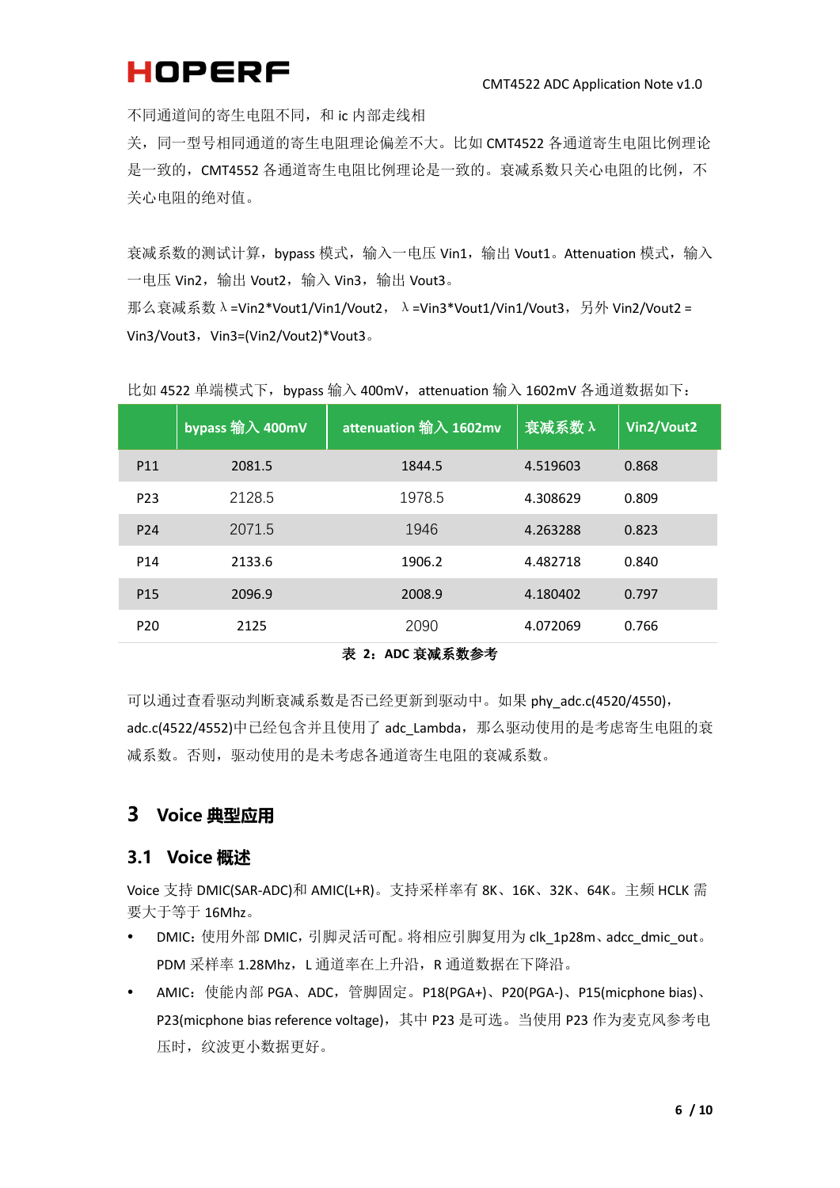不同通道间的寄生电阻不同，和 ic 内部走线相关，同一型号相同通道的寄生电阻理论偏差不大。比如 CMT4522 各通道寄生电阻比例理论是一致的，CMT4552 各通道寄生电阻比例理论是一致的。衰减系数只关心电阻的比例，不关心电阻的绝对值。

衰减系数的测试计算，bypass 模式，输入一电压 Vin1，输出 Vout1。Attenuation 模式，输入一电压 Vin2，输出 Vout2，输入 Vin3，输出 Vout3。
那么衰减系数 λ=Vin2*Vout1/Vin1/Vout2， λ=Vin3*Vout1/Vin1/Vout3，另外 Vin2/Vout2 = Vin3/Vout3，Vin3=(Vin2/Vout2)*Vout3。

比如 4522 单端模式下，bypass 输入 400mV，attenuation 输入 1602mV 各通道数据如下：

| | bypass 输入 400mV | attenuation 输入 1602mv | 衰减系数 λ | Vin2/Vout2 |
|---|---|---|---|---|
| P11 | 2081.5 | 1844.5 | 4.519603 | 0.868 |
| P23 | 2128.5 | 1978.5 | 4.308629 | 0.809 |
| P24 | 2071.5 | 1946 | 4.263288 | 0.823 |
| P14 | 2133.6 | 1906.2 | 4.482718 | 0.840 |
| P15 | 2096.9 | 2008.9 | 4.180402 | 0.797 |
| P20 | 2125 | 2090 | 4.072069 | 0.766 |

**表 2：ADC 衰减系数参考**

可以通过查看驱动判断衰减系数是否已经更新到驱动中。如果 phy_adc.c(4520/4550)，adc.c(4522/4552)中已经包含并且使用了 adc_Lambda，那么驱动使用的是考虑寄生电阻的衰减系数。否则，驱动使用的是未考虑各通道寄生电阻的衰减系数。

# 3 Voice 典型应用

## 3.1 Voice 概述

Voice 支持 DMIC(SAR-ADC)和 AMIC(L+R)。支持采样率有 8K、16K、32K、64K。主频 HCLK 需要大于等于 16Mhz。

- DMIC：使用外部 DMIC，引脚灵活可配。将相应引脚复用为 clk_1p28m、adcc_dmic_out。PDM 采样率 1.28Mhz，L 通道率在上升沿，R 通道数据在下降沿。
- AMIC：使能内部 PGA、ADC，管脚固定。P18(PGA+)、P20(PGA-)、P15(micphone bias)、P23(micphone bias reference voltage)，其中 P23 是可选。当使用 P23 作为麦克风参考电压时，纹波更小数据更好。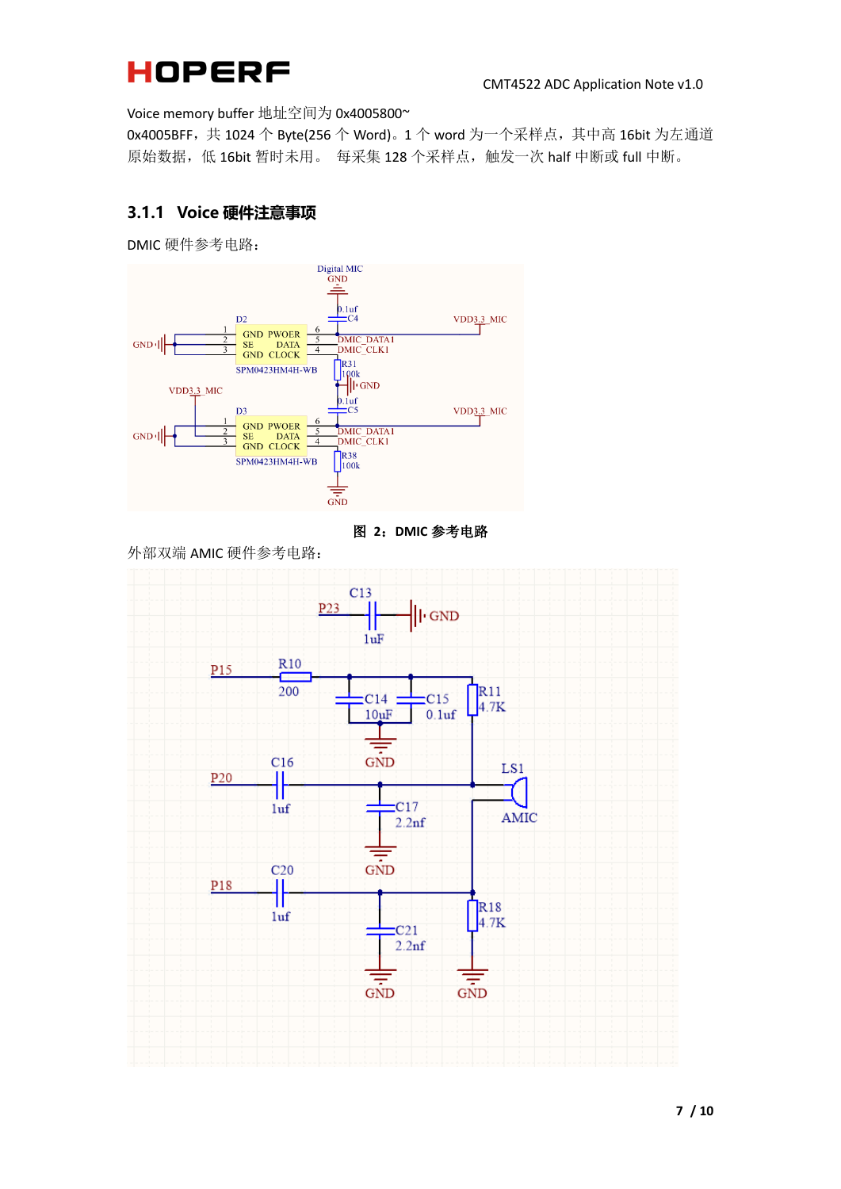Voice memory buffer 地址空间为 0x4005800~

0x4005BFF，共 1024 个 Byte(256 个 Word)。1 个 word 为一个采样点，其中高 16bit 为左通道原始数据，低 16bit 暂时未用。 每采集 128 个采样点，触发一次 half 中断或 full 中断。

### 3.1.1 Voice 硬件注意事项

DMIC 硬件参考电路：

**图 2：DMIC 参考电路**

外部双端 AMIC 硬件参考电路：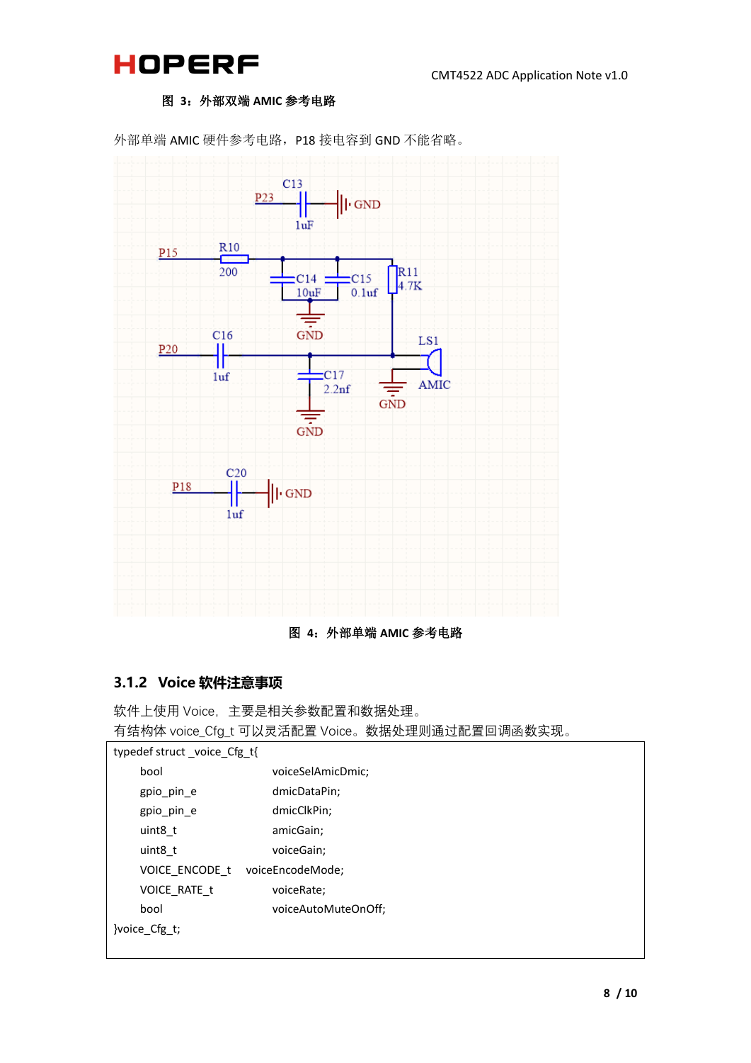**图 3：外部双端 AMIC 参考电路**

外部单端 AMIC 硬件参考电路，P18 接电容到 GND 不能省略。

**图 4：外部单端 AMIC 参考电路**

### 3.1.2 Voice 软件注意事项

软件上使用 Voice，主要是相关参数配置和数据处理。
有结构体 voice_Cfg_t 可以灵活配置 Voice。数据处理则通过配置回调函数实现。

```
typedef struct _voice_Cfg_t{
    bool                voiceSelAmicDmic;
    gpio_pin_e          dmicDataPin;
    gpio_pin_e          dmicClkPin;
    uint8_t             amicGain;
    uint8_t             voiceGain;
    VOICE_ENCODE_t      voiceEncodeMode;
    VOICE_RATE_t        voiceRate;
    bool                voiceAutoMuteOnOff;
}voice_Cfg_t;
```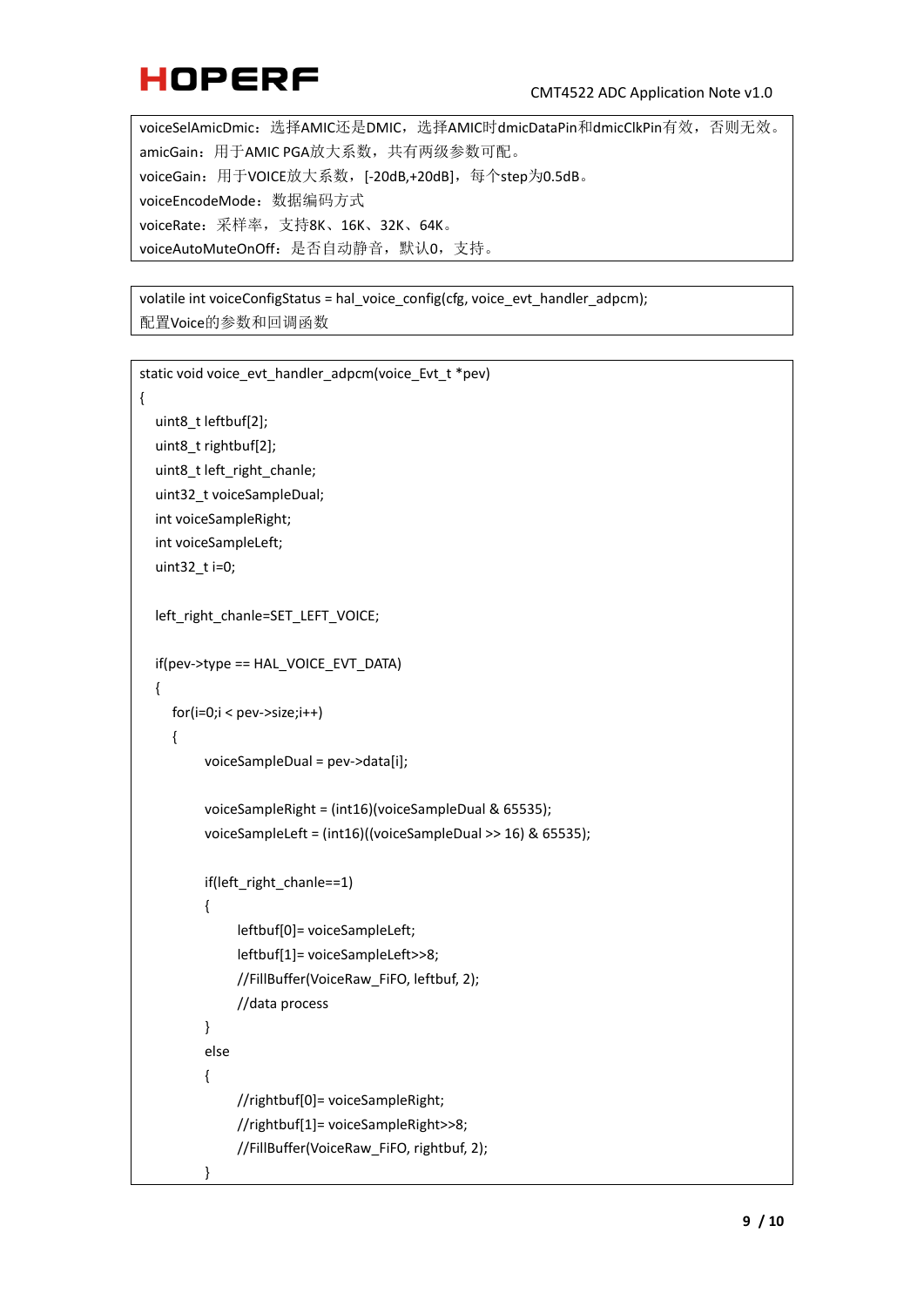voiceSelAmicDmic：选择AMIC还是DMIC，选择AMIC时dmicDataPin和dmicClkPin有效，否则无效。
amicGain：用于AMIC PGA放大系数，共有两级参数可配。
voiceGain：用于VOICE放大系数，[-20dB,+20dB]，每个step为0.5dB。
voiceEncodeMode：数据编码方式
voiceRate：采样率，支持8K、16K、32K、64K。
voiceAutoMuteOnOff：是否自动静音，默认0，支持。

```
volatile int voiceConfigStatus = hal_voice_config(cfg, voice_evt_handler_adpcm);
```

配置Voice的参数和回调函数

```
static void voice_evt_handler_adpcm(voice_Evt_t *pev)
{
    uint8_t leftbuf[2];
    uint8_t rightbuf[2];
    uint8_t left_right_chanle;
    uint32_t voiceSampleDual;
    int voiceSampleRight;
    int voiceSampleLeft;
    uint32_t i=0;

    left_right_chanle=SET_LEFT_VOICE;

    if(pev->type == HAL_VOICE_EVT_DATA)
    {
        for(i=0;i < pev->size;i++)
        {
            voiceSampleDual = pev->data[i];

            voiceSampleRight = (int16)(voiceSampleDual & 65535);
            voiceSampleLeft = (int16)((voiceSampleDual >> 16) & 65535);

            if(left_right_chanle==1)
            {
                leftbuf[0]= voiceSampleLeft;
                leftbuf[1]= voiceSampleLeft>>8;
                //FillBuffer(VoiceRaw_FiFO, leftbuf, 2);
                //data process
            }
            else
            {
                //rightbuf[0]= voiceSampleRight;
                //rightbuf[1]= voiceSampleRight>>8;
                //FillBuffer(VoiceRaw_FiFO, rightbuf, 2);
            }
```